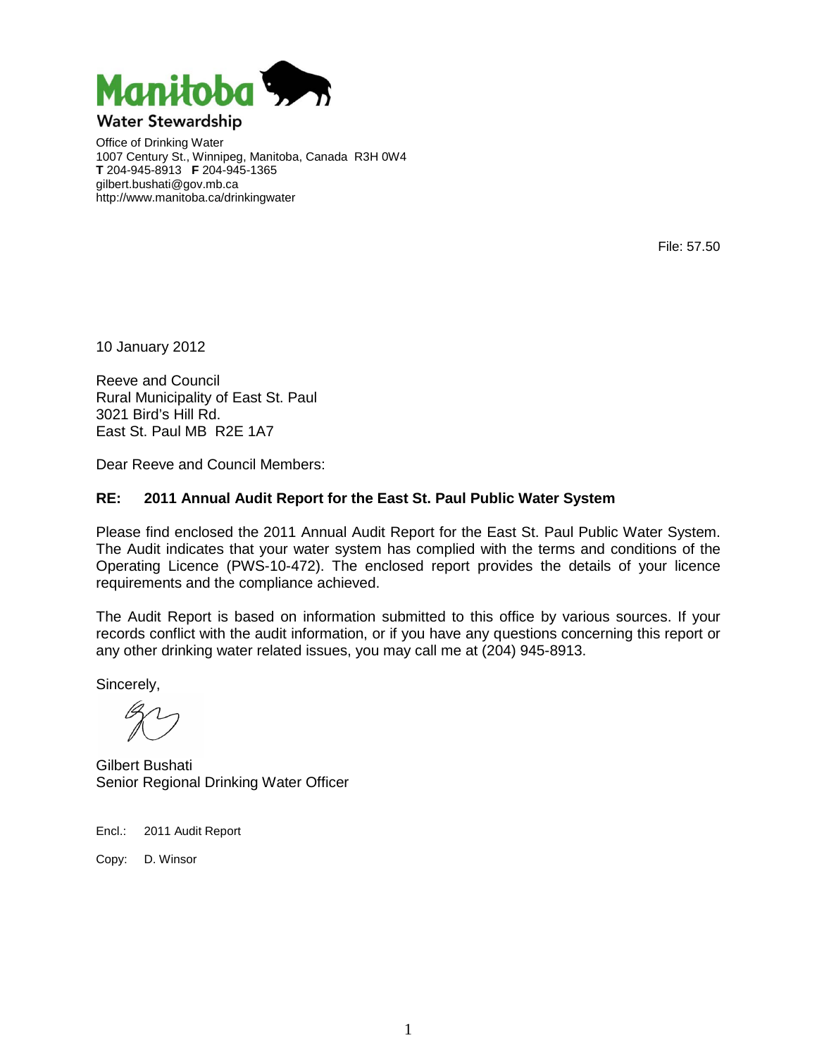Manitoba

Water Stewardship

Office of Drinking Water
1007 Century St., Winnipeg, Manitoba, Canada R3H 0W4
**T** 204-945-8913 **F** 204-945-1365
gilbert.bushati@gov.mb.ca
http://www.manitoba.ca/drinkingwater

File: 57.50

10 January 2012

Reeve and Council
Rural Municipality of East St. Paul
3021 Bird's Hill Rd.
East St. Paul MB R2E 1A7

Dear Reeve and Council Members:

**RE: 2011 Annual Audit Report for the East St. Paul Public Water System**

Please find enclosed the 2011 Annual Audit Report for the East St. Paul Public Water System. The Audit indicates that your water system has complied with the terms and conditions of the Operating Licence (PWS-10-472). The enclosed report provides the details of your licence requirements and the compliance achieved.

The Audit Report is based on information submitted to this office by various sources. If your records conflict with the audit information, or if you have any questions concerning this report or any other drinking water related issues, you may call me at (204) 945-8913.

Sincerely,

Gilbert Bushati
Senior Regional Drinking Water Officer

Encl.: 2011 Audit Report

Copy: D. Winsor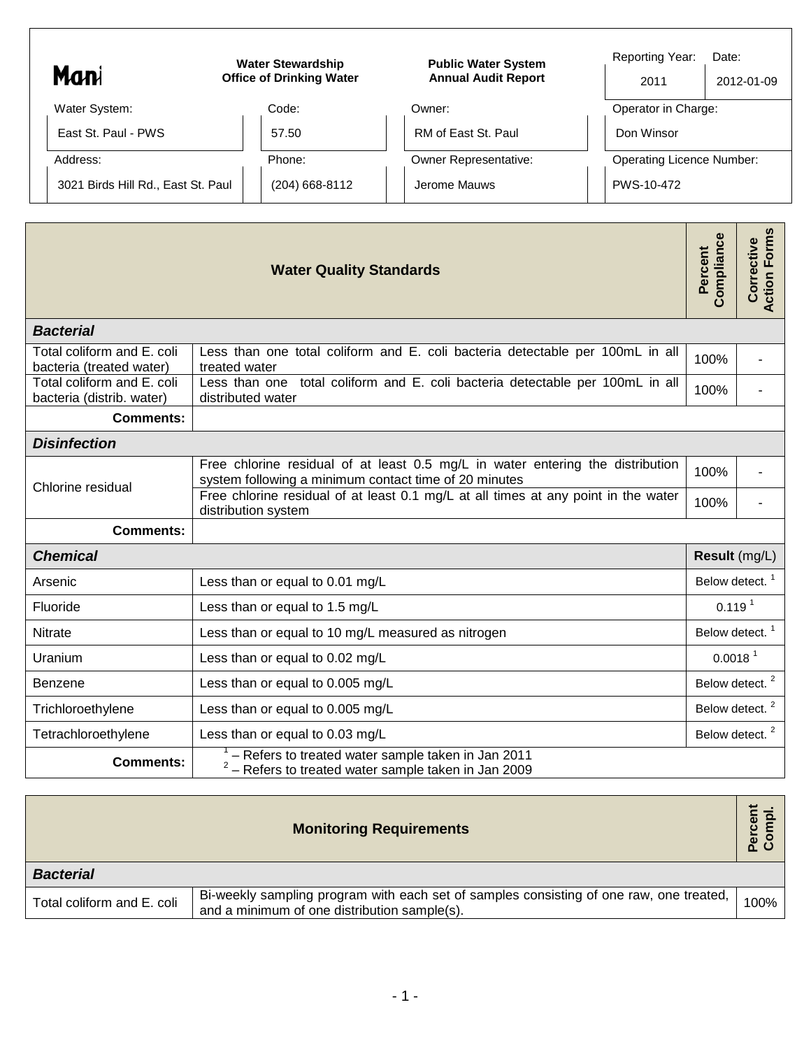| Mani | Water Stewardship<br>Office of Drinking Water | Public Water System<br>Annual Audit Report | Reporting Year: 2011 | Date: 2012-01-09 |
|---|---|---|---|---|
| Water System: East St. Paul - PWS | Code: 57.50 | Owner: RM of East St. Paul | Operator in Charge: Don Winsor | |
| Address: 3021 Birds Hill Rd., East St. Paul | Phone: (204) 668-8112 | Owner Representative: Jerome Mauws | Operating Licence Number: PWS-10-472 | |

| Water Quality Standards | | Percent Compliance | Corrective Action Forms |
|---|---|---|---|
| ***Bacterial*** | | | |
| Total coliform and E. coli bacteria (treated water) | Less than one total coliform and E. coli bacteria detectable per 100mL in all treated water | 100% | - |
| Total coliform and E. coli bacteria (distrib. water) | Less than one total coliform and E. coli bacteria detectable per 100mL in all distributed water | 100% | - |
| **Comments:** | | | |
| ***Disinfection*** | | | |
| Chlorine residual | Free chlorine residual of at least 0.5 mg/L in water entering the distribution system following a minimum contact time of 20 minutes | 100% | - |
| | Free chlorine residual of at least 0.1 mg/L at all times at any point in the water distribution system | 100% | - |
| **Comments:** | | | |
| ***Chemical*** | | **Result** (mg/L) | |
| Arsenic | Less than or equal to 0.01 mg/L | Below detect. [1] | |
| Fluoride | Less than or equal to 1.5 mg/L | 0.119 [1] | |
| Nitrate | Less than or equal to 10 mg/L measured as nitrogen | Below detect. [1] | |
| Uranium | Less than or equal to 0.02 mg/L | 0.0018 [1] | |
| Benzene | Less than or equal to 0.005 mg/L | Below detect. [2] | |
| Trichloroethylene | Less than or equal to 0.005 mg/L | Below detect. [2] | |
| Tetrachloroethylene | Less than or equal to 0.03 mg/L | Below detect. [2] | |
| **Comments:** | [1] – Refers to treated water sample taken in Jan 2011<br>[2] – Refers to treated water sample taken in Jan 2009 | | |

| Monitoring Requirements | | Percent Compl. |
|---|---|---|
| ***Bacterial*** | | |
| Total coliform and E. coli | Bi-weekly sampling program with each set of samples consisting of one raw, one treated, and a minimum of one distribution sample(s). | 100% |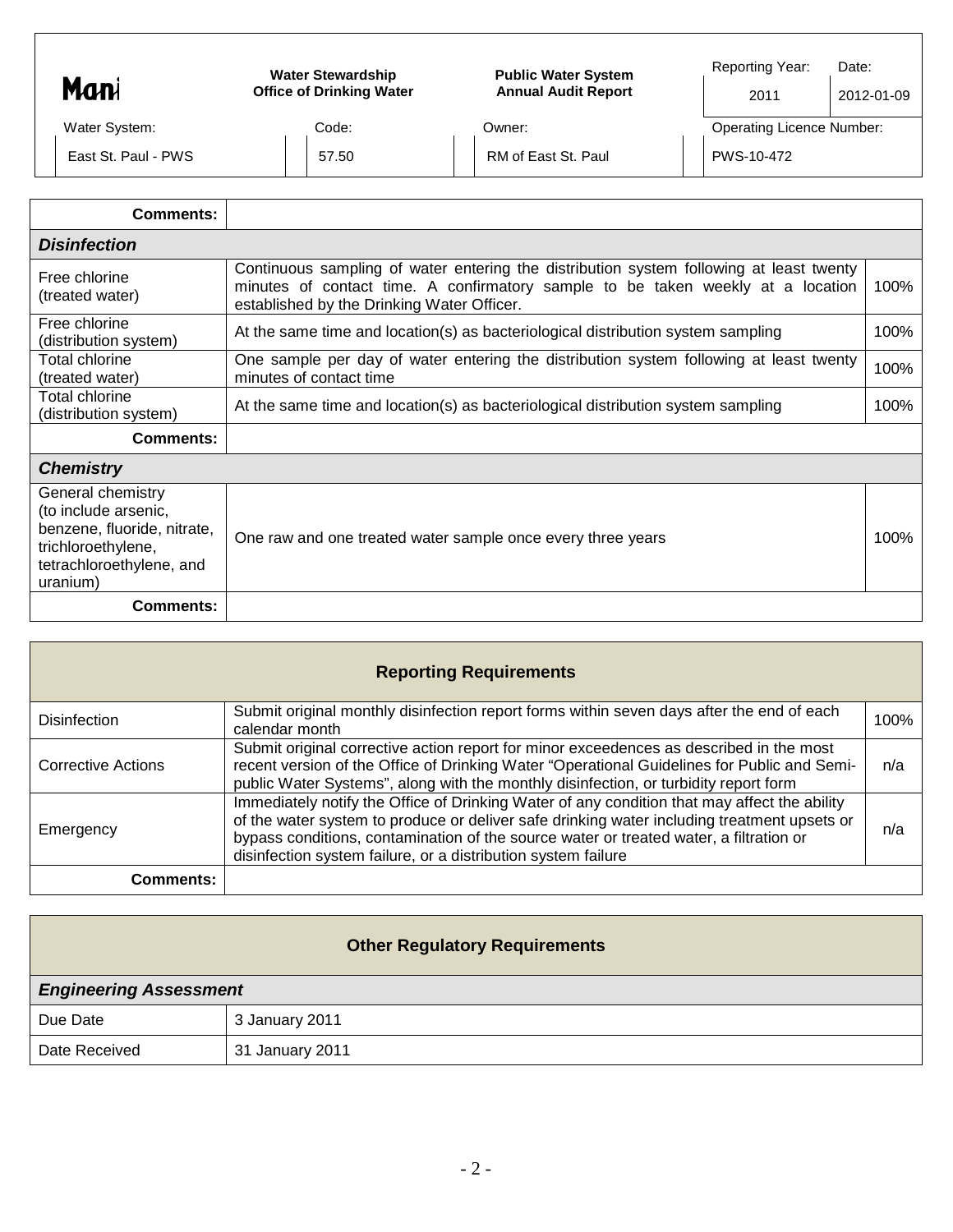| Mani | Water Stewardship<br>Office of Drinking Water | Public Water System<br>Annual Audit Report | Reporting Year: | Date: |
|---|---|---|---|---|
| | | | 2011 | 2012-01-09 |
| Water System: | Code: | Owner: | Operating Licence Number: | |
| East St. Paul - PWS | 57.50 | RM of East St. Paul | PWS-10-472 | |

| **Comments:** | | |
|---|---|---|
| ***Disinfection*** | | |
| Free chlorine (treated water) | Continuous sampling of water entering the distribution system following at least twenty minutes of contact time. A confirmatory sample to be taken weekly at a location established by the Drinking Water Officer. | 100% |
| Free chlorine (distribution system) | At the same time and location(s) as bacteriological distribution system sampling | 100% |
| Total chlorine (treated water) | One sample per day of water entering the distribution system following at least twenty minutes of contact time | 100% |
| Total chlorine (distribution system) | At the same time and location(s) as bacteriological distribution system sampling | 100% |
| **Comments:** | | |
| ***Chemistry*** | | |
| General chemistry (to include arsenic, benzene, fluoride, nitrate, trichloroethylene, tetrachloroethylene, and uranium) | One raw and one treated water sample once every three years | 100% |
| **Comments:** | | |

## Reporting Requirements

| | | |
|---|---|---|
| Disinfection | Submit original monthly disinfection report forms within seven days after the end of each calendar month | 100% |
| Corrective Actions | Submit original corrective action report for minor exceedences as described in the most recent version of the Office of Drinking Water "Operational Guidelines for Public and Semi-public Water Systems", along with the monthly disinfection, or turbidity report form | n/a |
| Emergency | Immediately notify the Office of Drinking Water of any condition that may affect the ability of the water system to produce or deliver safe drinking water including treatment upsets or bypass conditions, contamination of the source water or treated water, a filtration or disinfection system failure, or a distribution system failure | n/a |
| **Comments:** | | |

## Other Regulatory Requirements

| ***Engineering Assessment*** | |
|---|---|
| Due Date | 3 January 2011 |
| Date Received | 31 January 2011 |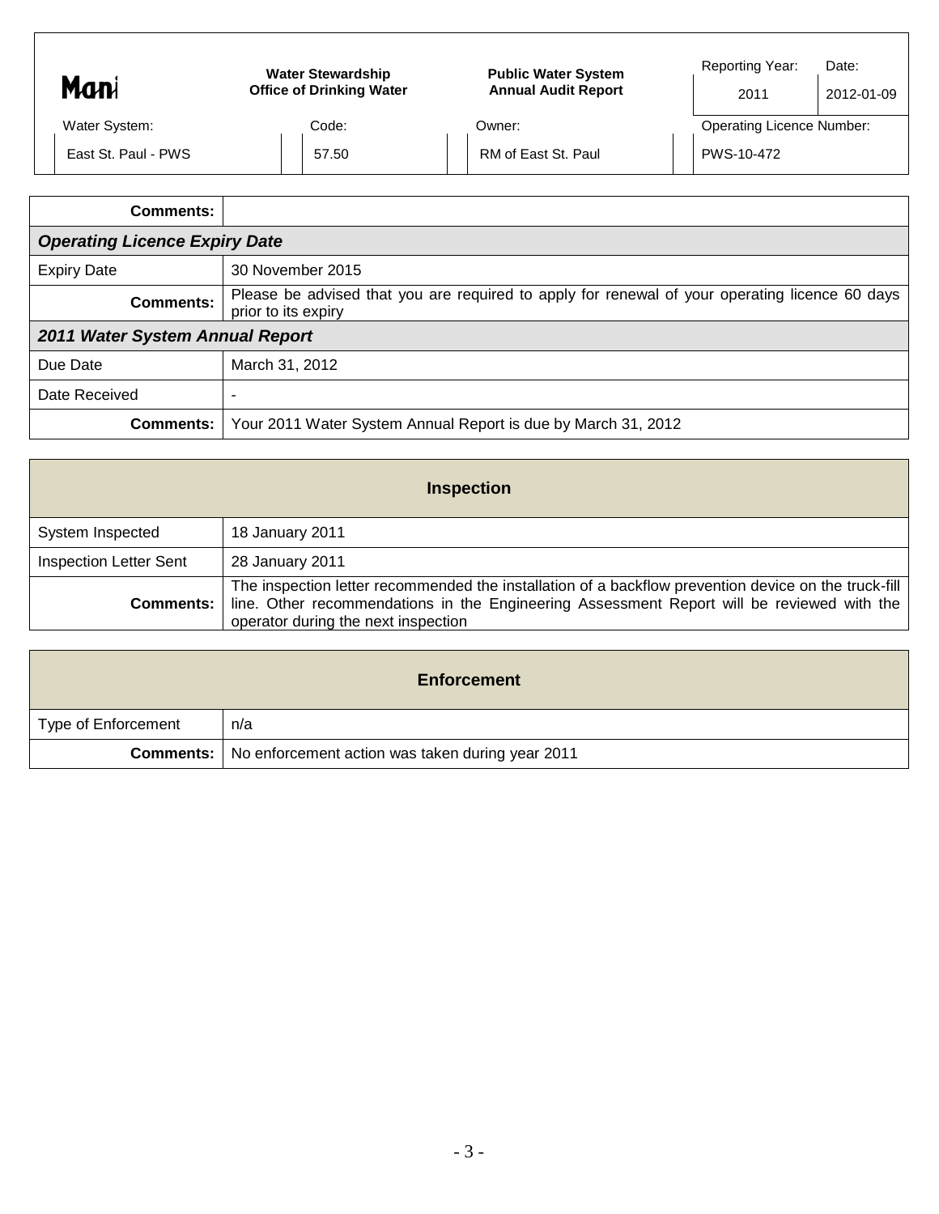| Mani | Water Stewardship<br>Office of Drinking Water | Public Water System<br>Annual Audit Report | Reporting Year: 2011 | Date: 2012-01-09 |
|---|---|---|---|---|
| Water System: East St. Paul - PWS | Code: 57.50 | Owner: RM of East St. Paul | Operating Licence Number: PWS-10-472 | |

| | |
|---|---|
| **Comments:** | |
| ***Operating Licence Expiry Date*** | |
| Expiry Date | 30 November 2015 |
| **Comments:** | Please be advised that you are required to apply for renewal of your operating licence 60 days prior to its expiry |
| ***2011 Water System Annual Report*** | |
| Due Date | March 31, 2012 |
| Date Received | - |
| **Comments:** | Your 2011 Water System Annual Report is due by March 31, 2012 |

| **Inspection** | |
|---|---|
| System Inspected | 18 January 2011 |
| Inspection Letter Sent | 28 January 2011 |
| **Comments:** | The inspection letter recommended the installation of a backflow prevention device on the truck-fill line. Other recommendations in the Engineering Assessment Report will be reviewed with the operator during the next inspection |

| **Enforcement** | |
|---|---|
| Type of Enforcement | n/a |
| **Comments:** | No enforcement action was taken during year 2011 |